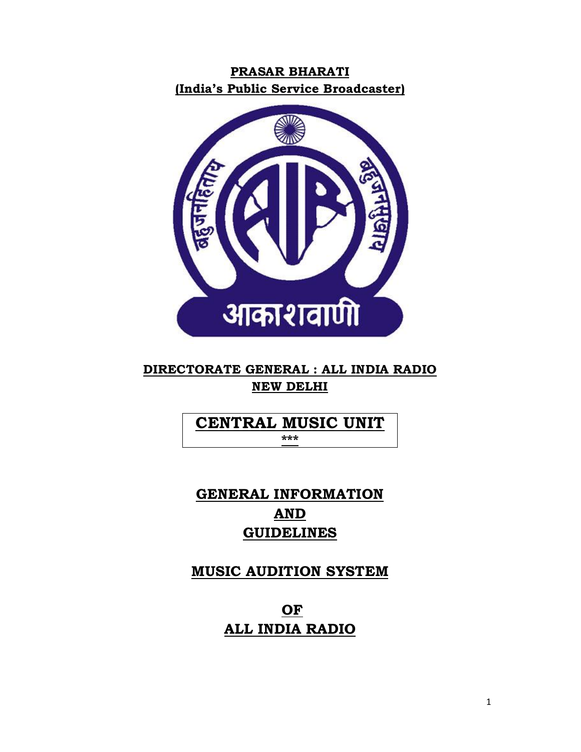**PRASAR BHARATI**
**(India's Public Service Broadcaster)**

**DIRECTORATE GENERAL : ALL INDIA RADIO**
**NEW DELHI**

# CENTRAL MUSIC UNIT

***

## GENERAL INFORMATION
## AND
## GUIDELINES

## MUSIC AUDITION SYSTEM

## OF
## ALL INDIA RADIO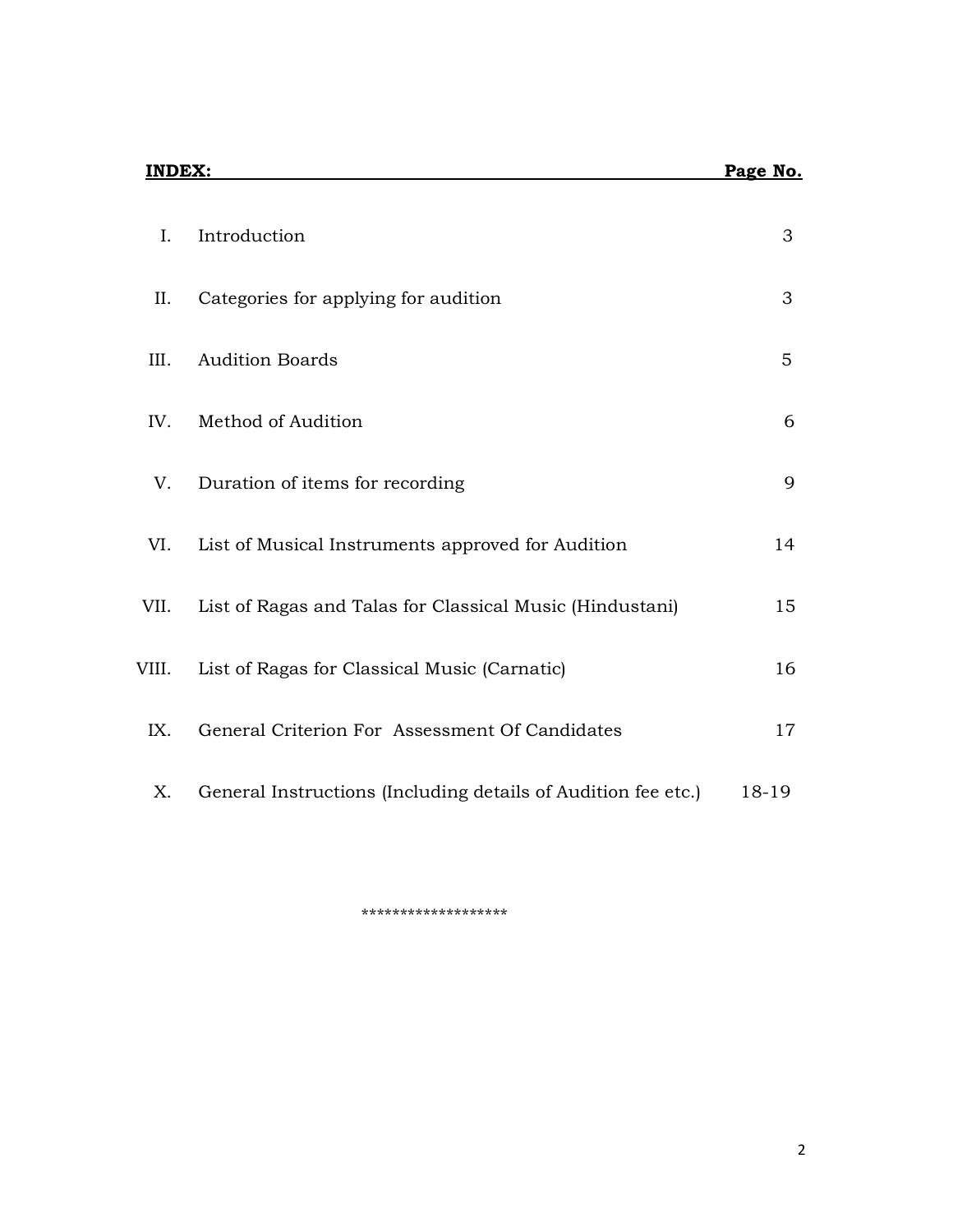| INDEX: | | Page No. |
|---|---|---|
| I. | Introduction | 3 |
| II. | Categories for applying for audition | 3 |
| III. | Audition Boards | 5 |
| IV. | Method of Audition | 6 |
| V. | Duration of items for recording | 9 |
| VI. | List of Musical Instruments approved for Audition | 14 |
| VII. | List of Ragas and Talas for Classical Music (Hindustani) | 15 |
| VIII. | List of Ragas for Classical Music (Carnatic) | 16 |
| IX. | General Criterion For Assessment Of Candidates | 17 |
| X. | General Instructions (Including details of Audition fee etc.) | 18-19 |

*******************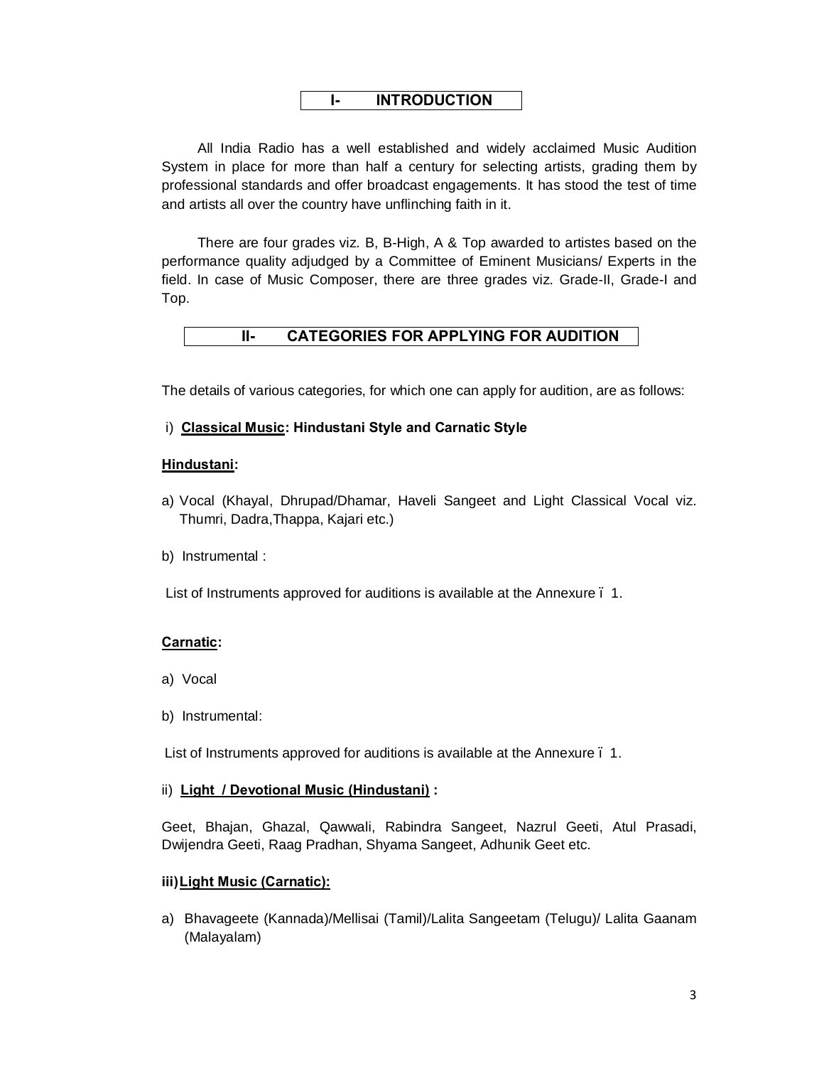## I- INTRODUCTION

All India Radio has a well established and widely acclaimed Music Audition System in place for more than half a century for selecting artists, grading them by professional standards and offer broadcast engagements. It has stood the test of time and artists all over the country have unflinching faith in it.

There are four grades viz. B, B-High, A & Top awarded to artistes based on the performance quality adjudged by a Committee of Eminent Musicians/ Experts in the field. In case of Music Composer, there are three grades viz. Grade-II, Grade-I and Top.

## II- CATEGORIES FOR APPLYING FOR AUDITION

The details of various categories, for which one can apply for audition, are as follows:

i) **Classical Music: Hindustani Style and Carnatic Style**

**Hindustani:**

a) Vocal (Khayal, Dhrupad/Dhamar, Haveli Sangeet and Light Classical Vocal viz. Thumri, Dadra,Thappa, Kajari etc.)

b) Instrumental :

List of Instruments approved for auditions is available at the Annexure – 1.

**Carnatic:**

a) Vocal

b) Instrumental:

List of Instruments approved for auditions is available at the Annexure – 1.

ii) **Light / Devotional Music (Hindustani) :**

Geet, Bhajan, Ghazal, Qawwali, Rabindra Sangeet, Nazrul Geeti, Atul Prasadi, Dwijendra Geeti, Raag Pradhan, Shyama Sangeet, Adhunik Geet etc.

**iii) Light Music (Carnatic):**

a) Bhavageete (Kannada)/Mellisai (Tamil)/Lalita Sangeetam (Telugu)/ Lalita Gaanam (Malayalam)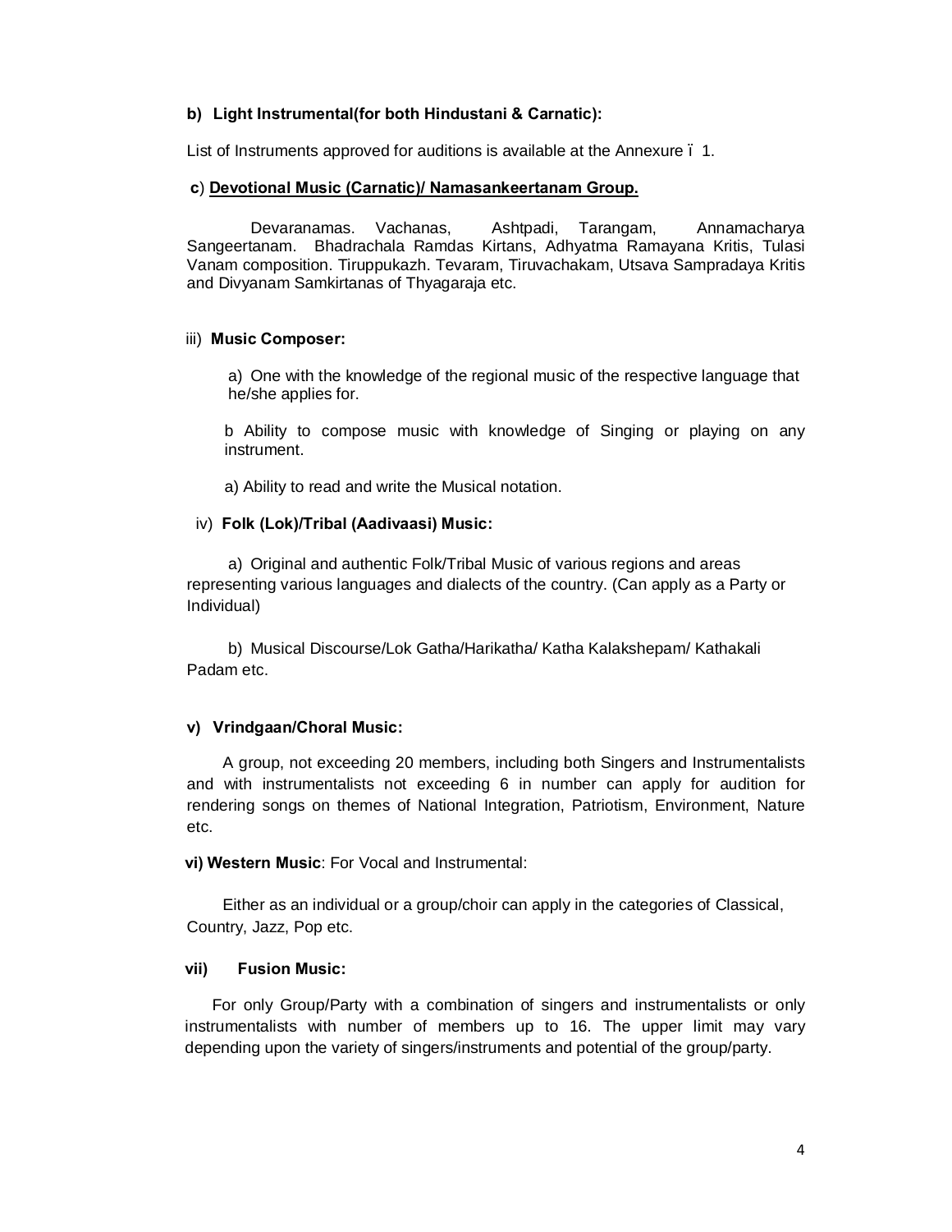**b) Light Instrumental(for both Hindustani & Carnatic):**

List of Instruments approved for auditions is available at the Annexure ‒ 1.

**c) Devotional Music (Carnatic)/ Namasankeertanam Group.**

Devaranamas. Vachanas, Ashtpadi, Tarangam, Annamacharya Sangeertanam. Bhadrachala Ramdas Kirtans, Adhyatma Ramayana Kritis, Tulasi Vanam composition. Tiruppukazh. Tevaram, Tiruvachakam, Utsava Sampradaya Kritis and Divyanam Samkirtanas of Thyagaraja etc.

iii) **Music Composer:**

a) One with the knowledge of the regional music of the respective language that he/she applies for.

b Ability to compose music with knowledge of Singing or playing on any instrument.

a) Ability to read and write the Musical notation.

iv) **Folk (Lok)/Tribal (Aadivaasi) Music:**

a) Original and authentic Folk/Tribal Music of various regions and areas representing various languages and dialects of the country. (Can apply as a Party or Individual)

b) Musical Discourse/Lok Gatha/Harikatha/ Katha Kalakshepam/ Kathakali Padam etc.

**v) Vrindgaan/Choral Music:**

A group, not exceeding 20 members, including both Singers and Instrumentalists and with instrumentalists not exceeding 6 in number can apply for audition for rendering songs on themes of National Integration, Patriotism, Environment, Nature etc.

**vi) Western Music**: For Vocal and Instrumental:

Either as an individual or a group/choir can apply in the categories of Classical, Country, Jazz, Pop etc.

**vii) Fusion Music:**

For only Group/Party with a combination of singers and instrumentalists or only instrumentalists with number of members up to 16. The upper limit may vary depending upon the variety of singers/instruments and potential of the group/party.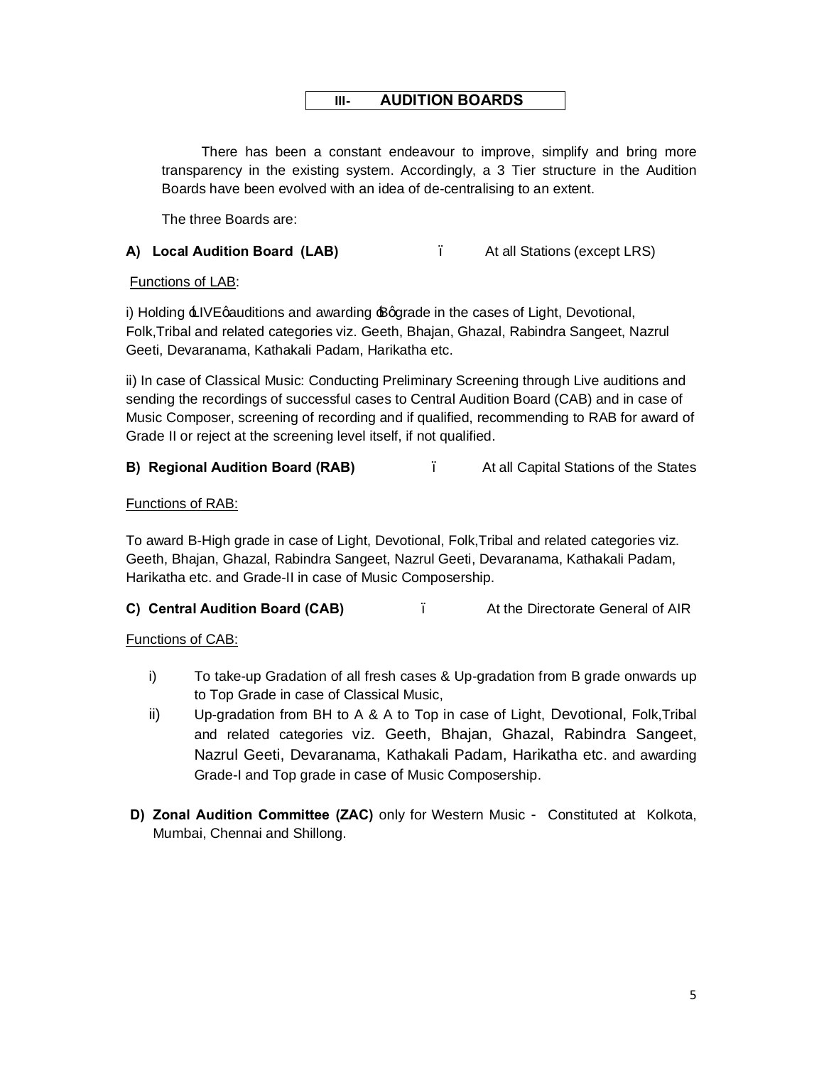## III- AUDITION BOARDS

There has been a constant endeavour to improve, simplify and bring more transparency in the existing system. Accordingly, a 3 Tier structure in the Audition Boards have been evolved with an idea of de-centralising to an extent.

The three Boards are:

**A) Local Audition Board (LAB)** – At all Stations (except LRS)

Functions of LAB:

i) Holding 'LIVE' auditions and awarding 'B' grade in the cases of Light, Devotional, Folk,Tribal and related categories viz. Geeth, Bhajan, Ghazal, Rabindra Sangeet, Nazrul Geeti, Devaranama, Kathakali Padam, Harikatha etc.

ii) In case of Classical Music: Conducting Preliminary Screening through Live auditions and sending the recordings of successful cases to Central Audition Board (CAB) and in case of Music Composer, screening of recording and if qualified, recommending to RAB for award of Grade II or reject at the screening level itself, if not qualified.

**B) Regional Audition Board (RAB)** – At all Capital Stations of the States

Functions of RAB:

To award B-High grade in case of Light, Devotional, Folk,Tribal and related categories viz. Geeth, Bhajan, Ghazal, Rabindra Sangeet, Nazrul Geeti, Devaranama, Kathakali Padam, Harikatha etc. and Grade-II in case of Music Composership.

**C) Central Audition Board (CAB)** – At the Directorate General of AIR

Functions of CAB:

i) To take-up Gradation of all fresh cases & Up-gradation from B grade onwards up to Top Grade in case of Classical Music,
ii) Up-gradation from BH to A & A to Top in case of Light, Devotional, Folk,Tribal and related categories viz. Geeth, Bhajan, Ghazal, Rabindra Sangeet, Nazrul Geeti, Devaranama, Kathakali Padam, Harikatha etc. and awarding Grade-I and Top grade in case of Music Composership.

**D) Zonal Audition Committee (ZAC)** only for Western Music - Constituted at Kolkota, Mumbai, Chennai and Shillong.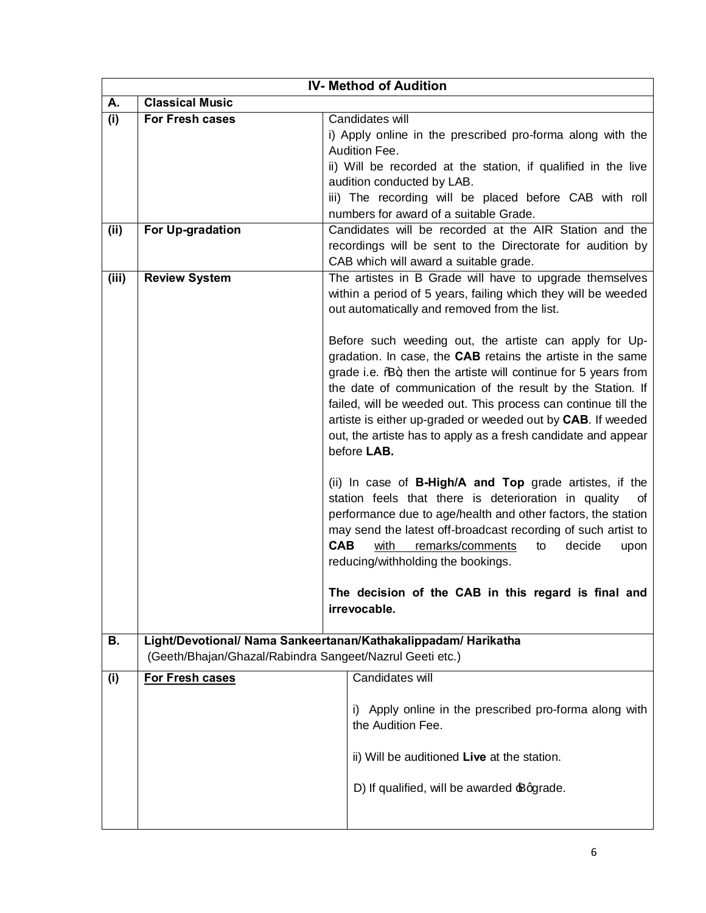| IV- Method of Audition | | |
|---|---|---|
| **A.** | **Classical Music** | |
| **(i)** | **For Fresh cases** | Candidates will<br>i) Apply online in the prescribed pro-forma along with the Audition Fee.<br>ii) Will be recorded at the station, if qualified in the live audition conducted by LAB.<br>iii) The recording will be placed before CAB with roll numbers for award of a suitable Grade. |
| **(ii)** | **For Up-gradation** | Candidates will be recorded at the AIR Station and the recordings will be sent to the Directorate for audition by CAB which will award a suitable grade. |
| **(iii)** | **Review System** | The artistes in B Grade will have to upgrade themselves within a period of 5 years, failing which they will be weeded out automatically and removed from the list.<br><br>Before such weeding out, the artiste can apply for Up-gradation. In case, the **CAB** retains the artiste in the same grade i.e. "B", then the artiste will continue for 5 years from the date of communication of the result by the Station. If failed, will be weeded out. This process can continue till the artiste is either up-graded or weeded out by **CAB**. If weeded out, the artiste has to apply as a fresh candidate and appear before **LAB.**<br><br>(ii) In case of **B-High/A and Top** grade artistes, if the station feels that there is deterioration in quality of performance due to age/health and other factors, the station may send the latest off-broadcast recording of such artist to **CAB** with remarks/comments to decide upon reducing/withholding the bookings.<br><br>**The decision of the CAB in this regard is final and irrevocable.** |
| **B.** | **Light/Devotional/ Nama Sankeertanan/Kathakalippadam/ Harikatha**<br>(Geeth/Bhajan/Ghazal/Rabindra Sangeet/Nazrul Geeti etc.) | |
| **(i)** | **For Fresh cases** | Candidates will<br><br>i) Apply online in the prescribed pro-forma along with the Audition Fee.<br><br>ii) Will be auditioned **Live** at the station.<br><br>D) If qualified, will be awarded 'B' grade. |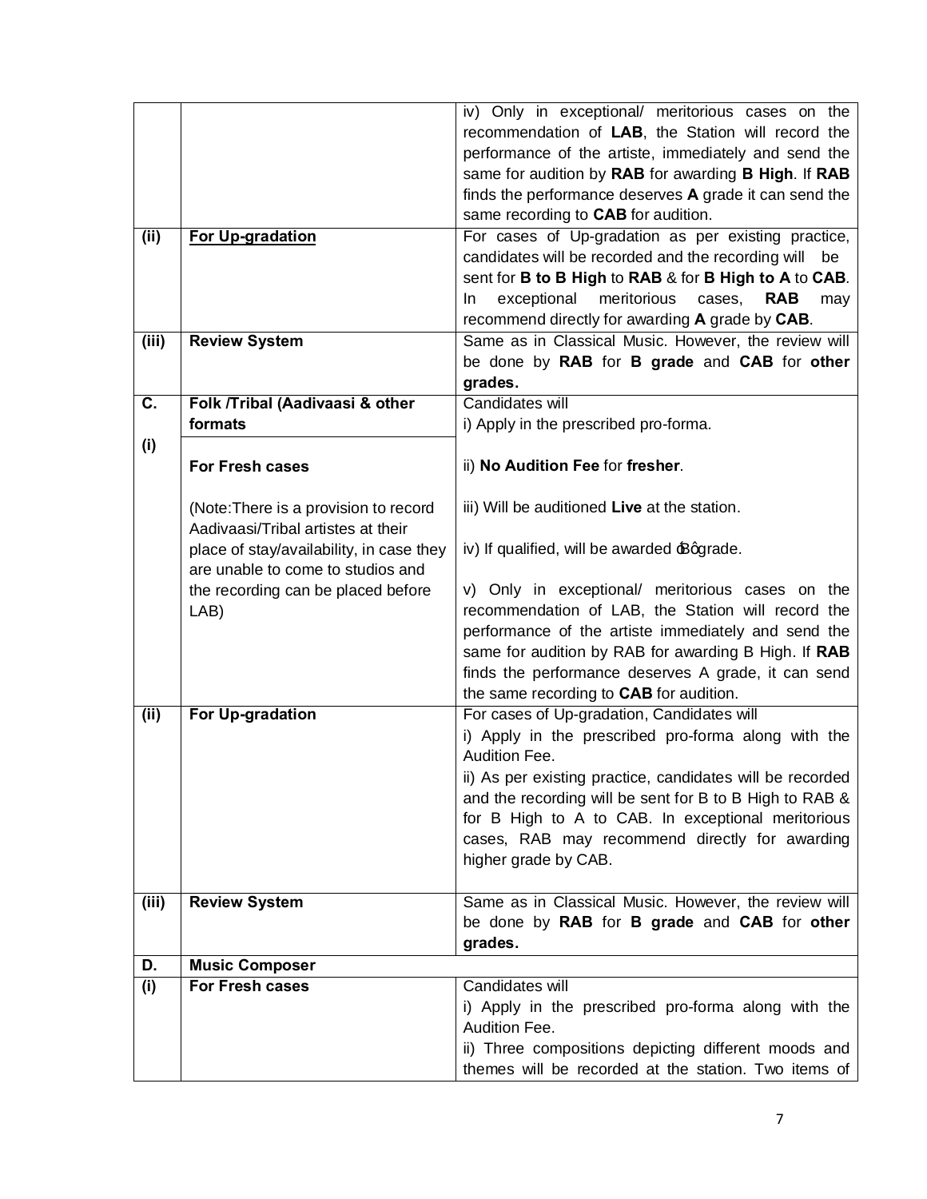| | | |
|---|---|---|
| | | iv) Only in exceptional/ meritorious cases on the recommendation of **LAB**, the Station will record the performance of the artiste, immediately and send the same for audition by **RAB** for awarding **B High**. If **RAB** finds the performance deserves **A** grade it can send the same recording to **CAB** for audition. |
| **(ii)** | **For Up-gradation** | For cases of Up-gradation as per existing practice, candidates will be recorded and the recording will be sent for **B to B High** to **RAB** & for **B High to A** to **CAB**. In exceptional meritorious cases, **RAB** may recommend directly for awarding **A** grade by **CAB**. |
| **(iii)** | **Review System** | Same as in Classical Music. However, the review will be done by **RAB** for **B grade** and **CAB** for **other grades.** |
| **C.** | **Folk /Tribal (Aadivaasi & other formats** | Candidates will<br>i) Apply in the prescribed pro-forma.<br><br>ii) **No Audition Fee** for **fresher**.<br><br>iii) Will be auditioned **Live** at the station.<br><br>iv) If qualified, will be awarded 'B' grade.<br><br>v) Only in exceptional/ meritorious cases on the recommendation of LAB, the Station will record the performance of the artiste immediately and send the same for audition by RAB for awarding B High. If **RAB** finds the performance deserves A grade, it can send the same recording to **CAB** for audition. |
| **(i)** | **For Fresh cases**<br><br>(Note:There is a provision to record Aadivaasi/Tribal artistes at their place of stay/availability, in case they are unable to come to studios and the recording can be placed before LAB) | |
| **(ii)** | **For Up-gradation** | For cases of Up-gradation, Candidates will<br>i) Apply in the prescribed pro-forma along with the Audition Fee.<br>ii) As per existing practice, candidates will be recorded and the recording will be sent for B to B High to RAB & for B High to A to CAB. In exceptional meritorious cases, RAB may recommend directly for awarding higher grade by CAB. |
| **(iii)** | **Review System** | Same as in Classical Music. However, the review will be done by **RAB** for **B grade** and **CAB** for **other grades.** |
| **D.** | **Music Composer** | |
| **(i)** | **For Fresh cases** | Candidates will<br>i) Apply in the prescribed pro-forma along with the Audition Fee.<br>ii) Three compositions depicting different moods and themes will be recorded at the station. Two items of |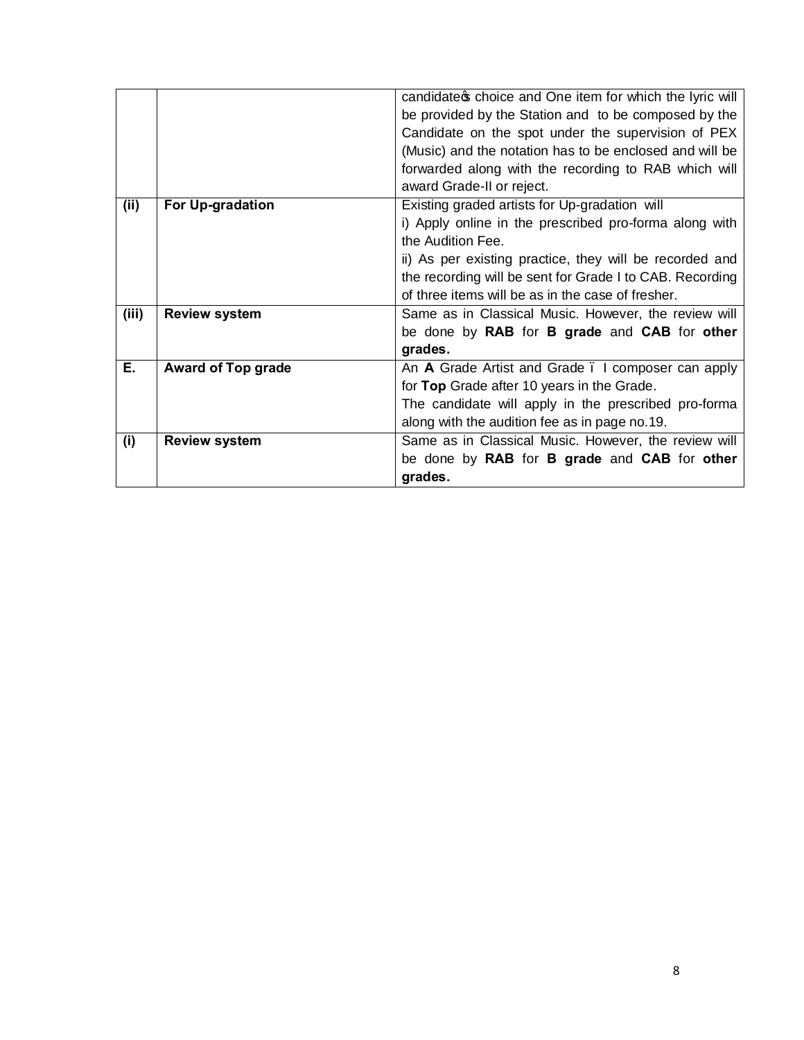| | | |
|---|---|---|
| | | candidate's choice and One item for which the lyric will be provided by the Station and to be composed by the Candidate on the spot under the supervision of PEX (Music) and the notation has to be enclosed and will be forwarded along with the recording to RAB which will award Grade-II or reject. |
| **(ii)** | **For Up-gradation** | Existing graded artists for Up-gradation will<br>i) Apply online in the prescribed pro-forma along with the Audition Fee.<br>ii) As per existing practice, they will be recorded and the recording will be sent for Grade I to CAB. Recording of three items will be as in the case of fresher. |
| **(iii)** | **Review system** | Same as in Classical Music. However, the review will be done by **RAB** for **B grade** and **CAB** for **other grades.** |
| **E.** | **Award of Top grade** | An **A** Grade Artist and Grade – I composer can apply for **Top** Grade after 10 years in the Grade.<br>The candidate will apply in the prescribed pro-forma along with the audition fee as in page no.19. |
| **(i)** | **Review system** | Same as in Classical Music. However, the review will be done by **RAB** for **B grade** and **CAB** for **other grades.** |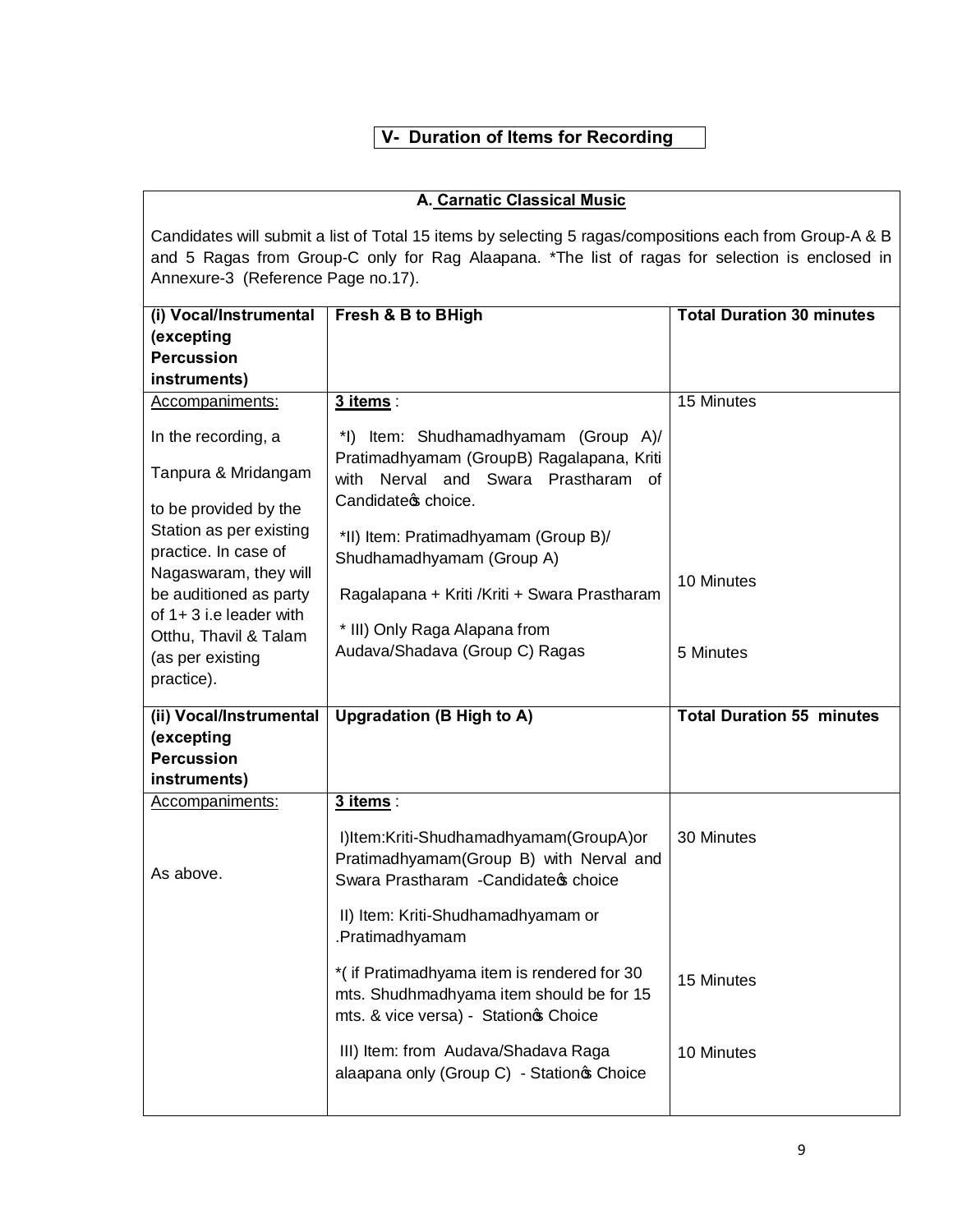## V- Duration of Items for Recording

| A. Carnatic Classical Music | | |
|---|---|---|
| Candidates will submit a list of Total 15 items by selecting 5 ragas/compositions each from Group-A & B and 5 Ragas from Group-C only for Rag Alaapana. *The list of ragas for selection is enclosed in Annexure-3 (Reference Page no.17). | | |
| **(i) Vocal/Instrumental (excepting Percussion instruments)** | **Fresh & B to BHigh** | **Total Duration 30 minutes** |
| Accompaniments:<br><br>In the recording, a Tanpura & Mridangam to be provided by the Station as per existing practice. In case of Nagaswaram, they will be auditioned as party of 1+ 3 i.e leader with Otthu, Thavil & Talam (as per existing practice). | **3 items** :<br><br>*I) Item: Shudhamadhyamam (Group A)/ Pratimadhyamam (GroupB) Ragalapana, Kriti with Nerval and Swara Prastharam of Candidate's choice.<br><br>*II) Item: Pratimadhyamam (Group B)/ Shudhamadhyamam (Group A)<br><br>Ragalapana + Kriti /Kriti + Swara Prastharam<br><br>* III) Only Raga Alapana from Audava/Shadava (Group C) Ragas | 15 Minutes<br><br>10 Minutes<br><br>5 Minutes |
| **(ii) Vocal/Instrumental (excepting Percussion instruments)** | **Upgradation (B High to A)** | **Total Duration 55 minutes** |
| Accompaniments:<br><br>As above. | **3 items** :<br><br>I)Item:Kriti-Shudhamadhyamam(GroupA)or Pratimadhyamam(Group B) with Nerval and Swara Prastharam -Candidate's choice<br><br>II) Item: Kriti-Shudhamadhyamam or .Pratimadhyamam<br><br>*( if Pratimadhyama item is rendered for 30 mts. Shudhmadhyama item should be for 15 mts. & vice versa) - Station's Choice<br><br>III) Item: from Audava/Shadava Raga alaapana only (Group C) - Station's Choice | 30 Minutes<br><br>15 Minutes<br><br>10 Minutes |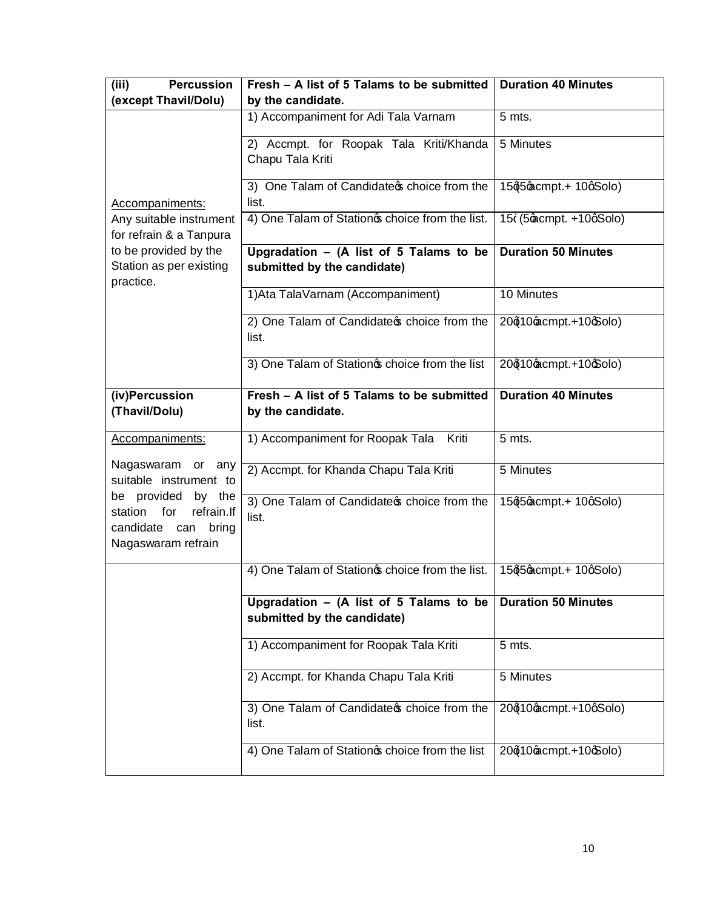| (iii) Percussion (except Thavil/Dolu) | Fresh – A list of 5 Talams to be submitted by the candidate. | Duration 40 Minutes |
|---|---|---|
| Accompaniments: Any suitable instrument for refrain & a Tanpura to be provided by the Station as per existing practice. | 1) Accompaniment for Adi Tala Varnam | 5 mts. |
| | 2) Accmpt. for Roopak Tala Kriti/Khanda Chapu Tala Kriti | 5 Minutes |
| | 3) One Talam of Candidateœ choice from the list. | 15ô(5ôacmpt.+ 10ôSolo) |
| | 4) One Talam of Stationœ choice from the list. | 15ô(5ôacmpt. +10ôSolo) |
| | **Upgradation – (A list of 5 Talams to be submitted by the candidate)** | **Duration 50 Minutes** |
| | 1)Ata TalaVarnam (Accompaniment) | 10 Minutes |
| | 2) One Talam of Candidateœ choice from the list. | 20ô(10ôacmpt.+10ôSolo) |
| | 3) One Talam of Stationœ choice from the list | 20ô(10ôacmpt.+10ôSolo) |
| **(iv)Percussion (Thavil/Dolu)** | **Fresh – A list of 5 Talams to be submitted by the candidate.** | **Duration 40 Minutes** |
| Accompaniments: Nagaswaram or any suitable instrument to be provided by the station for refrain.If candidate can bring Nagaswaram refrain | 1) Accompaniment for Roopak Tala Kriti | 5 mts. |
| | 2) Accmpt. for Khanda Chapu Tala Kriti | 5 Minutes |
| | 3) One Talam of Candidateœ choice from the list. | 15ô(5ôacmpt.+ 10ôSolo) |
| | 4) One Talam of Stationœ choice from the list. | 15ô(5ôacmpt.+ 10ôSolo) |
| | **Upgradation – (A list of 5 Talams to be submitted by the candidate)** | **Duration 50 Minutes** |
| | 1) Accompaniment for Roopak Tala Kriti | 5 mts. |
| | 2) Accmpt. for Khanda Chapu Tala Kriti | 5 Minutes |
| | 3) One Talam of Candidateœ choice from the list. | 20ô(10ôacmpt.+10ôSolo) |
| | 4) One Talam of Stationœ choice from the list | 20ô(10ôacmpt.+10ôSolo) |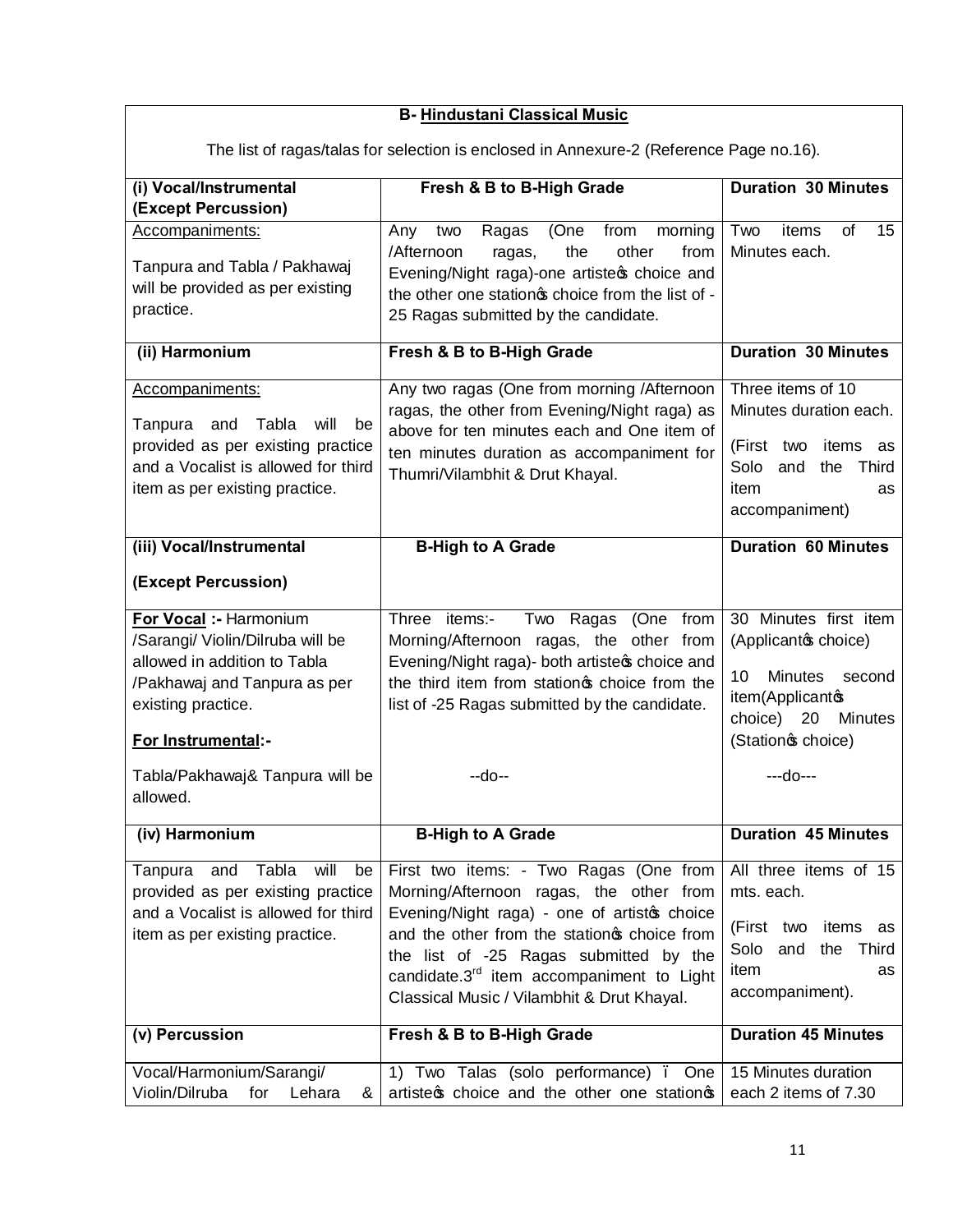**B- Hindustani Classical Music**

The list of ragas/talas for selection is enclosed in Annexure-2 (Reference Page no.16).

| | | |
|---|---|---|
| **(i) Vocal/Instrumental (Except Percussion)** | **Fresh & B to B-High Grade** | **Duration 30 Minutes** |
| Accompaniments:<br><br>Tanpura and Tabla / Pakhawaj will be provided as per existing practice. | Any two Ragas (One from morning /Afternoon ragas, the other from Evening/Night raga)-one artiste's choice and the other one station's choice from the list of -25 Ragas submitted by the candidate. | Two items of 15 Minutes each. |
| **(ii) Harmonium** | **Fresh & B to B-High Grade** | **Duration 30 Minutes** |
| Accompaniments:<br><br>Tanpura and Tabla will be provided as per existing practice and a Vocalist is allowed for third item as per existing practice. | Any two ragas (One from morning /Afternoon ragas, the other from Evening/Night raga) as above for ten minutes each and One item of ten minutes duration as accompaniment for Thumri/Vilambhit & Drut Khayal. | Three items of 10 Minutes duration each.<br><br>(First two items as Solo and the Third item as accompaniment) |
| **(iii) Vocal/Instrumental**<br><br>**(Except Percussion)** | **B-High to A Grade** | **Duration 60 Minutes** |
| **For Vocal :-** Harmonium /Sarangi/ Violin/Dilruba will be allowed in addition to Tabla /Pakhawaj and Tanpura as per existing practice.<br><br>**For Instrumental:-**<br><br>Tabla/Pakhawaj& Tanpura will be allowed. | Three items:- Two Ragas (One from Morning/Afternoon ragas, the other from Evening/Night raga)- both artiste's choice and the third item from station's choice from the list of -25 Ragas submitted by the candidate.<br><br>--do-- | 30 Minutes first item (Applicant's choice)<br><br>10 Minutes second item(Applicant's choice) 20 Minutes (Station's choice)<br><br>---do--- |
| **(iv) Harmonium** | **B-High to A Grade** | **Duration 45 Minutes** |
| Tanpura and Tabla will be provided as per existing practice and a Vocalist is allowed for third item as per existing practice. | First two items: - Two Ragas (One from Morning/Afternoon ragas, the other from Evening/Night raga) - one of artist's choice and the other from the station's choice from the list of -25 Ragas submitted by the candidate.3rd item accompaniment to Light Classical Music / Vilambhit & Drut Khayal. | All three items of 15 mts. each.<br><br>(First two items as Solo and the Third item as accompaniment). |
| **(v) Percussion** | **Fresh & B to B-High Grade** | **Duration 45 Minutes** |
| Vocal/Harmonium/Sarangi/ Violin/Dilruba for Lehara & | 1) Two Talas (solo performance) – One artiste's choice and the other one station's | 15 Minutes duration each 2 items of 7.30 |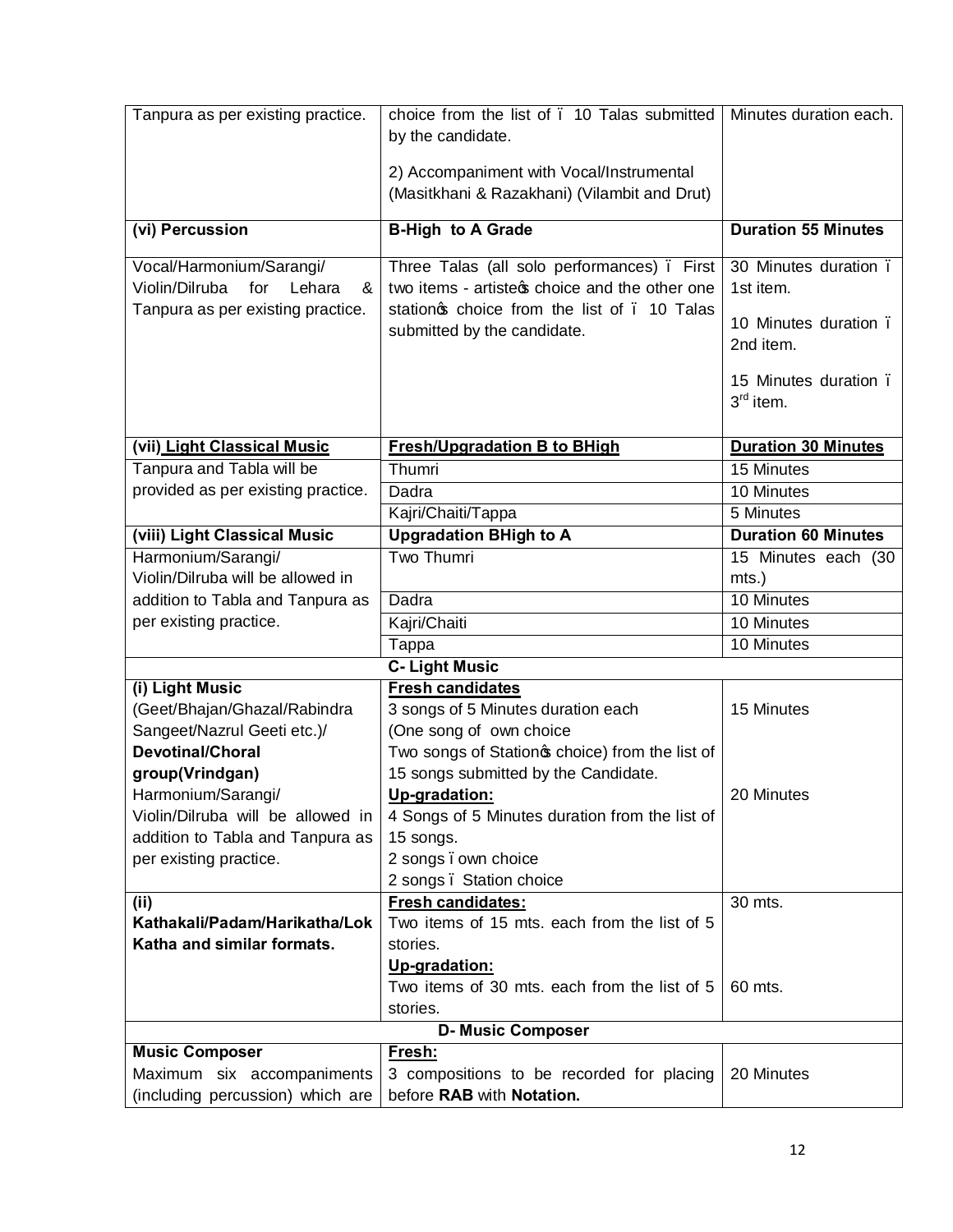| | | |
|---|---|---|
| Tanpura as per existing practice. | choice from the list of – 10 Talas submitted by the candidate.<br><br>2) Accompaniment with Vocal/Instrumental (Masitkhani & Razakhani) (Vilambit and Drut) | Minutes duration each. |
| **(vi) Percussion** | **B-High to A Grade** | **Duration 55 Minutes** |
| Vocal/Harmonium/Sarangi/ Violin/Dilruba for Lehara & Tanpura as per existing practice. | Three Talas (all solo performances) – First two items - artiste's choice and the other one station's choice from the list of – 10 Talas submitted by the candidate. | 30 Minutes duration – 1st item.<br><br>10 Minutes duration – 2nd item.<br><br>15 Minutes duration – 3rd item. |
| **(vii) Light Classical Music** | **Fresh/Upgradation B to BHigh** | **Duration 30 Minutes** |
| Tanpura and Tabla will be provided as per existing practice. | Thumri | 15 Minutes |
| | Dadra | 10 Minutes |
| | Kajri/Chaiti/Tappa | 5 Minutes |
| **(viii) Light Classical Music** | **Upgradation BHigh to A** | **Duration 60 Minutes** |
| Harmonium/Sarangi/ Violin/Dilruba will be allowed in addition to Tabla and Tanpura as per existing practice. | Two Thumri | 15 Minutes each (30 mts.) |
| | Dadra | 10 Minutes |
| | Kajri/Chaiti | 10 Minutes |
| | Tappa | 10 Minutes |
| | **C- Light Music** | |
| **(i) Light Music** (Geet/Bhajan/Ghazal/Rabindra Sangeet/Nazrul Geeti etc.)/ **Devotinal/Choral group(Vrindgan)** Harmonium/Sarangi/ Violin/Dilruba will be allowed in addition to Tabla and Tanpura as per existing practice. | **Fresh candidates**<br>3 songs of 5 Minutes duration each (One song of own choice Two songs of Station's choice) from the list of 15 songs submitted by the Candidate.<br>**Up-gradation:**<br>4 Songs of 5 Minutes duration from the list of 15 songs.<br>2 songs – own choice<br>2 songs – Station choice | 15 Minutes<br><br><br><br>20 Minutes |
| **(ii) Kathakali/Padam/Harikatha/Lok Katha and similar formats.** | **Fresh candidates:**<br>Two items of 15 mts. each from the list of 5 stories.<br>**Up-gradation:**<br>Two items of 30 mts. each from the list of 5 stories. | 30 mts.<br><br><br><br>60 mts. |
| | **D- Music Composer** | |
| **Music Composer**<br>Maximum six accompaniments (including percussion) which are | **Fresh:**<br>3 compositions to be recorded for placing before **RAB** with **Notation.** | 20 Minutes |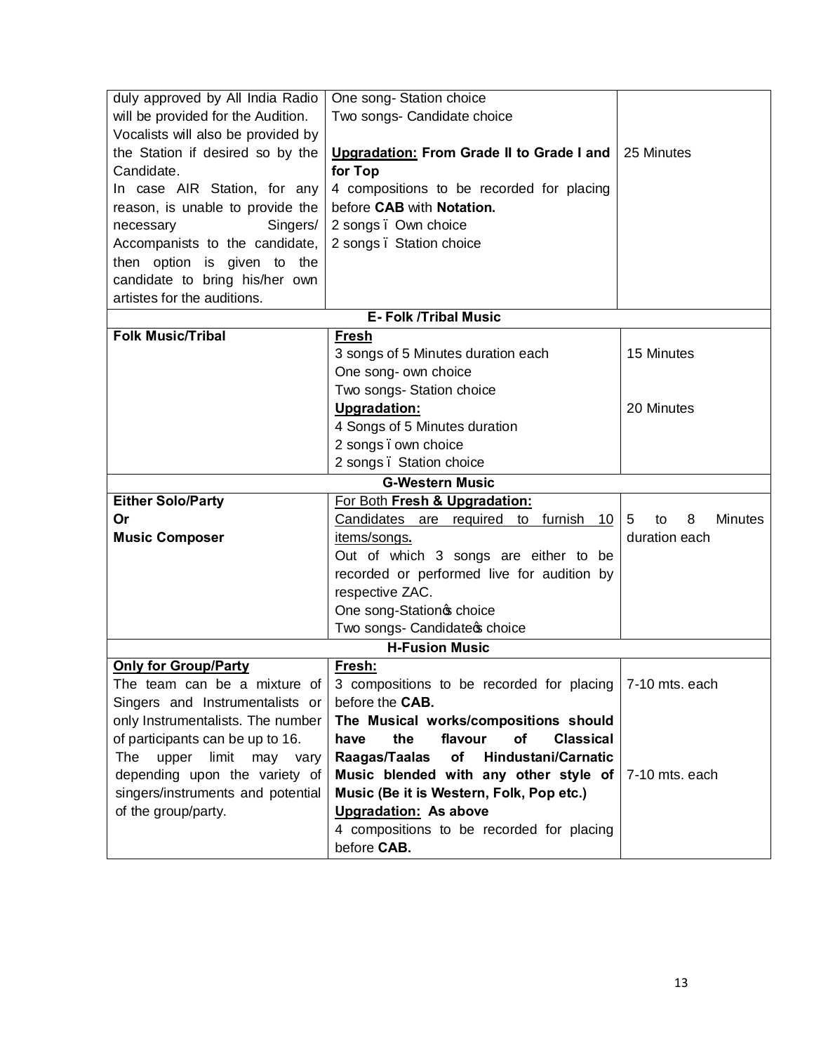| | | |
|---|---|---|
| duly approved by All India Radio will be provided for the Audition. Vocalists will also be provided by the Station if desired so by the Candidate.<br>In case AIR Station, for any reason, is unable to provide the necessary Singers/ Accompanists to the candidate, then option is given to the candidate to bring his/her own artistes for the auditions. | One song- Station choice<br>Two songs- Candidate choice<br><br>**<u>Upgradation:</u> From Grade II to Grade I and for Top**<br>4 compositions to be recorded for placing before **CAB** with **Notation.**<br>2 songs – Own choice<br>2 songs – Station choice | 25 Minutes |
| **E- Folk /Tribal Music** | | |
| **Folk Music/Tribal** | **<u>Fresh</u>**<br>3 songs of 5 Minutes duration each<br>One song- own choice<br>Two songs- Station choice | 15 Minutes |
| | **<u>Upgradation:</u>**<br>4 Songs of 5 Minutes duration<br>2 songs – own choice<br>2 songs – Station choice | 20 Minutes |
| **G-Western Music** | | |
| **Either Solo/Party**<br>**Or**<br>**Music Composer** | <u>For Both **Fresh & Upgradation:**</u><br><u>Candidates are required to furnish 10 items/songs</u>**.**<br>Out of which 3 songs are either to be recorded or performed live for audition by respective ZAC.<br>One song-Station's choice<br>Two songs- Candidate's choice | 5 to 8 Minutes duration each |
| **H-Fusion Music** | | |
| **<u>Only for Group/Party</u>**<br>The team can be a mixture of Singers and Instrumentalists or only Instrumentalists. The number of participants can be up to 16.<br>The upper limit may vary depending upon the variety of singers/instruments and potential of the group/party. | **<u>Fresh:</u>**<br>3 compositions to be recorded for placing before the **CAB.**<br>**The Musical works/compositions should have the flavour of Classical Raagas/Taalas of Hindustani/Carnatic Music blended with any other style of Music (Be it is Western, Folk, Pop etc.)**<br>**<u>Upgradation:</u> As above**<br>4 compositions to be recorded for placing before **CAB.** | 7-10 mts. each<br><br>7-10 mts. each |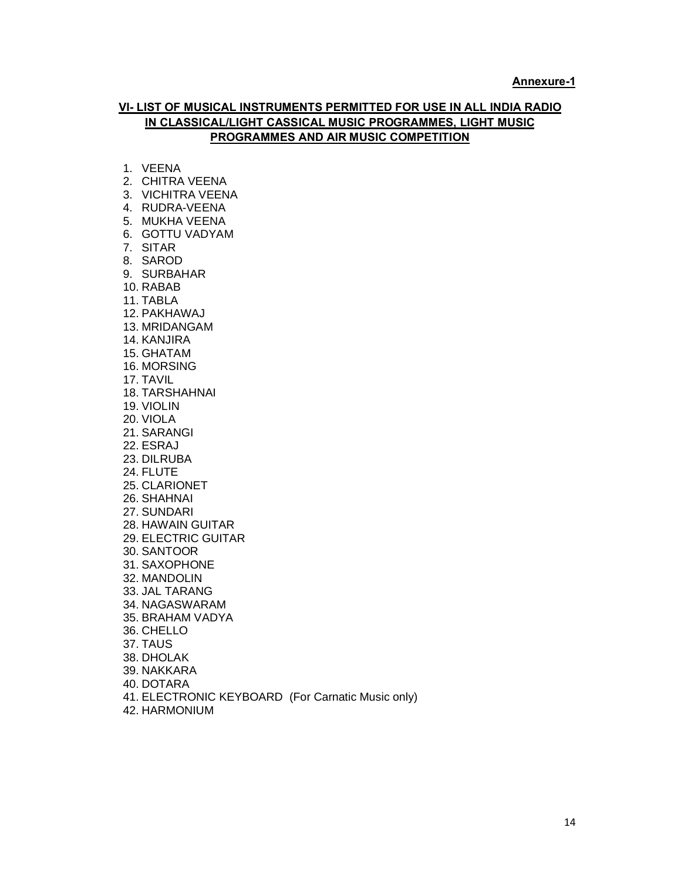**Annexure-1**

## VI- LIST OF MUSICAL INSTRUMENTS PERMITTED FOR USE IN ALL INDIA RADIO IN CLASSICAL/LIGHT CASSICAL MUSIC PROGRAMMES, LIGHT MUSIC PROGRAMMES AND AIR MUSIC COMPETITION

1. VEENA
2. CHITRA VEENA
3. VICHITRA VEENA
4. RUDRA-VEENA
5. MUKHA VEENA
6. GOTTU VADYAM
7. SITAR
8. SAROD
9. SURBAHAR
10. RABAB
11. TABLA
12. PAKHAWAJ
13. MRIDANGAM
14. KANJIRA
15. GHATAM
16. MORSING
17. TAVIL
18. TARSHAHNAI
19. VIOLIN
20. VIOLA
21. SARANGI
22. ESRAJ
23. DILRUBA
24. FLUTE
25. CLARIONET
26. SHAHNAI
27. SUNDARI
28. HAWAIN GUITAR
29. ELECTRIC GUITAR
30. SANTOOR
31. SAXOPHONE
32. MANDOLIN
33. JAL TARANG
34. NAGASWARAM
35. BRAHAM VADYA
36. CHELLO
37. TAUS
38. DHOLAK
39. NAKKARA
40. DOTARA
41. ELECTRONIC KEYBOARD (For Carnatic Music only)
42. HARMONIUM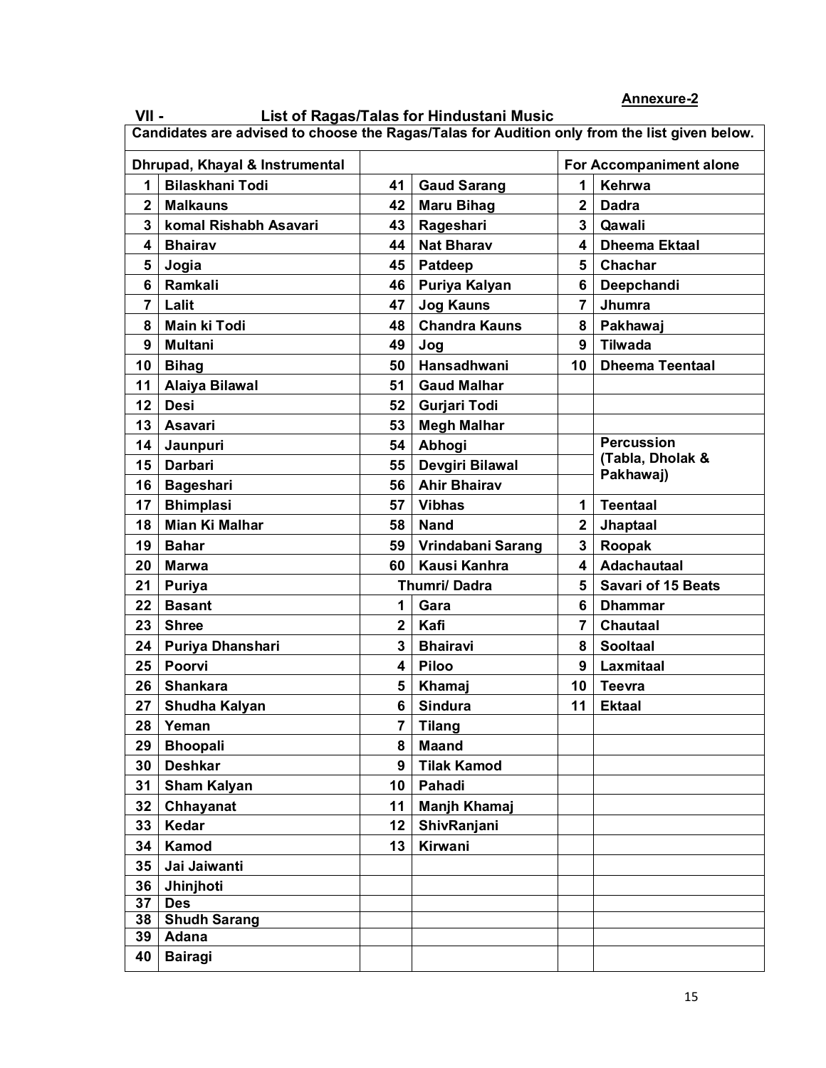**Annexure-2**

**VII - List of Ragas/Talas for Hindustani Music**

| Candidates are advised to choose the Ragas/Talas for Audition only from the list given below. | | | | | |
|---|---|---|---|---|---|
| **Dhrupad, Khayal & Instrumental** | | | | **For Accompaniment alone** | |
| 1 | Bilaskhani Todi | 41 | Gaud Sarang | 1 | Kehrwa |
| 2 | Malkauns | 42 | Maru Bihag | 2 | Dadra |
| 3 | komal Rishabh Asavari | 43 | Rageshari | 3 | Qawali |
| 4 | Bhairav | 44 | Nat Bharav | 4 | Dheema Ektaal |
| 5 | Jogia | 45 | Patdeep | 5 | Chachar |
| 6 | Ramkali | 46 | Puriya Kalyan | 6 | Deepchandi |
| 7 | Lalit | 47 | Jog Kauns | 7 | Jhumra |
| 8 | Main ki Todi | 48 | Chandra Kauns | 8 | Pakhawaj |
| 9 | Multani | 49 | Jog | 9 | Tilwada |
| 10 | Bihag | 50 | Hansadhwani | 10 | Dheema Teentaal |
| 11 | Alaiya Bilawal | 51 | Gaud Malhar | | |
| 12 | Desi | 52 | Gurjari Todi | | |
| 13 | Asavari | 53 | Megh Malhar | | |
| 14 | Jaunpuri | 54 | Abhogi | | **Percussion (Tabla, Dholak & Pakhawaj)** |
| 15 | Darbari | 55 | Devgiri Bilawal | | |
| 16 | Bageshari | 56 | Ahir Bhairav | | |
| 17 | Bhimplasi | 57 | Vibhas | 1 | Teentaal |
| 18 | Mian Ki Malhar | 58 | Nand | 2 | Jhaptaal |
| 19 | Bahar | 59 | Vrindabani Sarang | 3 | Roopak |
| 20 | Marwa | 60 | Kausi Kanhra | 4 | Adachautaal |
| 21 | Puriya | **Thumri/ Dadra** | | 5 | Savari of 15 Beats |
| 22 | Basant | 1 | Gara | 6 | Dhammar |
| 23 | Shree | 2 | Kafi | 7 | Chautaal |
| 24 | Puriya Dhanshari | 3 | Bhairavi | 8 | Sooltaal |
| 25 | Poorvi | 4 | Piloo | 9 | Laxmitaal |
| 26 | Shankara | 5 | Khamaj | 10 | Teevra |
| 27 | Shudha Kalyan | 6 | Sindura | 11 | Ektaal |
| 28 | Yeman | 7 | Tilang | | |
| 29 | Bhoopali | 8 | Maand | | |
| 30 | Deshkar | 9 | Tilak Kamod | | |
| 31 | Sham Kalyan | 10 | Pahadi | | |
| 32 | Chhayanat | 11 | Manjh Khamaj | | |
| 33 | Kedar | 12 | ShivRanjani | | |
| 34 | Kamod | 13 | Kirwani | | |
| 35 | Jai Jaiwanti | | | | |
| 36 | Jhinjhoti | | | | |
| 37 | Des | | | | |
| 38 | Shudh Sarang | | | | |
| 39 | Adana | | | | |
| 40 | Bairagi | | | | |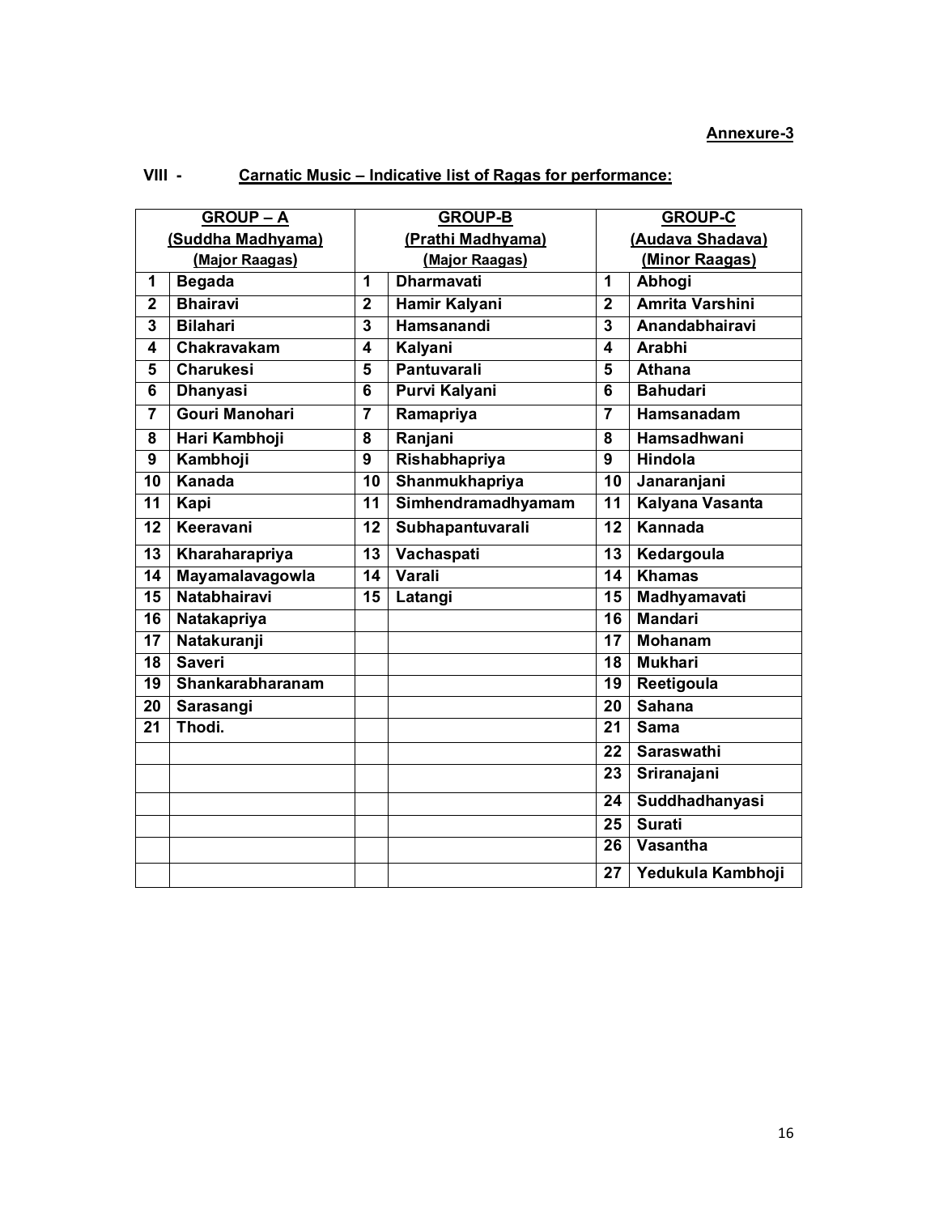**Annexure-3**

**VIII - Carnatic Music – Indicative list of Ragas for performance:**

| GROUP – A (Suddha Madhyama) (Major Raagas) | | GROUP-B (Prathi Madhyama) (Major Raagas) | | GROUP-C (Audava Shadava) (Minor Raagas) | |
|---|---|---|---|---|---|
| 1 | Begada | 1 | Dharmavati | 1 | Abhogi |
| 2 | Bhairavi | 2 | Hamir Kalyani | 2 | Amrita Varshini |
| 3 | Bilahari | 3 | Hamsanandi | 3 | Anandabhairavi |
| 4 | Chakravakam | 4 | Kalyani | 4 | Arabhi |
| 5 | Charukesi | 5 | Pantuvarali | 5 | Athana |
| 6 | Dhanyasi | 6 | Purvi Kalyani | 6 | Bahudari |
| 7 | Gouri Manohari | 7 | Ramapriya | 7 | Hamsanadam |
| 8 | Hari Kambhoji | 8 | Ranjani | 8 | Hamsadhwani |
| 9 | Kambhoji | 9 | Rishabhapriya | 9 | Hindola |
| 10 | Kanada | 10 | Shanmukhapriya | 10 | Janaranjani |
| 11 | Kapi | 11 | Simhendramadhyamam | 11 | Kalyana Vasanta |
| 12 | Keeravani | 12 | Subhapantuvarali | 12 | Kannada |
| 13 | Kharaharapriya | 13 | Vachaspati | 13 | Kedargoula |
| 14 | Mayamalavagowla | 14 | Varali | 14 | Khamas |
| 15 | Natabhairavi | 15 | Latangi | 15 | Madhyamavati |
| 16 | Natakapriya | | | 16 | Mandari |
| 17 | Natakuranji | | | 17 | Mohanam |
| 18 | Saveri | | | 18 | Mukhari |
| 19 | Shankarabharanam | | | 19 | Reetigoula |
| 20 | Sarasangi | | | 20 | Sahana |
| 21 | Thodi. | | | 21 | Sama |
| | | | | 22 | Saraswathi |
| | | | | 23 | Sriranajani |
| | | | | 24 | Suddhadhanyasi |
| | | | | 25 | Surati |
| | | | | 26 | Vasantha |
| | | | | 27 | Yedukula Kambhoji |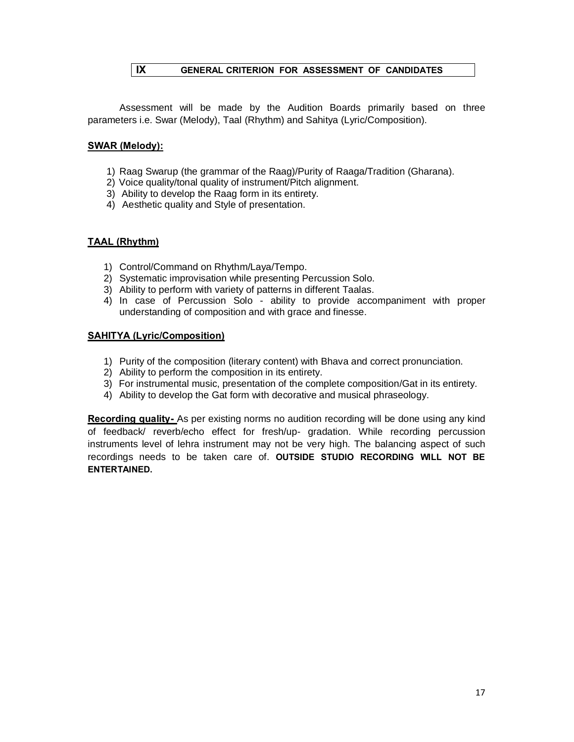## IX GENERAL CRITERION FOR ASSESSMENT OF CANDIDATES

Assessment will be made by the Audition Boards primarily based on three parameters i.e. Swar (Melody), Taal (Rhythm) and Sahitya (Lyric/Composition).

### SWAR (Melody):

1) Raag Swarup (the grammar of the Raag)/Purity of Raaga/Tradition (Gharana).
2) Voice quality/tonal quality of instrument/Pitch alignment.
3) Ability to develop the Raag form in its entirety.
4) Aesthetic quality and Style of presentation.

### TAAL (Rhythm)

1) Control/Command on Rhythm/Laya/Tempo.
2) Systematic improvisation while presenting Percussion Solo.
3) Ability to perform with variety of patterns in different Taalas.
4) In case of Percussion Solo - ability to provide accompaniment with proper understanding of composition and with grace and finesse.

### SAHITYA (Lyric/Composition)

1) Purity of the composition (literary content) with Bhava and correct pronunciation.
2) Ability to perform the composition in its entirety.
3) For instrumental music, presentation of the complete composition/Gat in its entirety.
4) Ability to develop the Gat form with decorative and musical phraseology.

**Recording quality-** As per existing norms no audition recording will be done using any kind of feedback/ reverb/echo effect for fresh/up- gradation. While recording percussion instruments level of lehra instrument may not be very high. The balancing aspect of such recordings needs to be taken care of. **OUTSIDE STUDIO RECORDING WILL NOT BE ENTERTAINED.**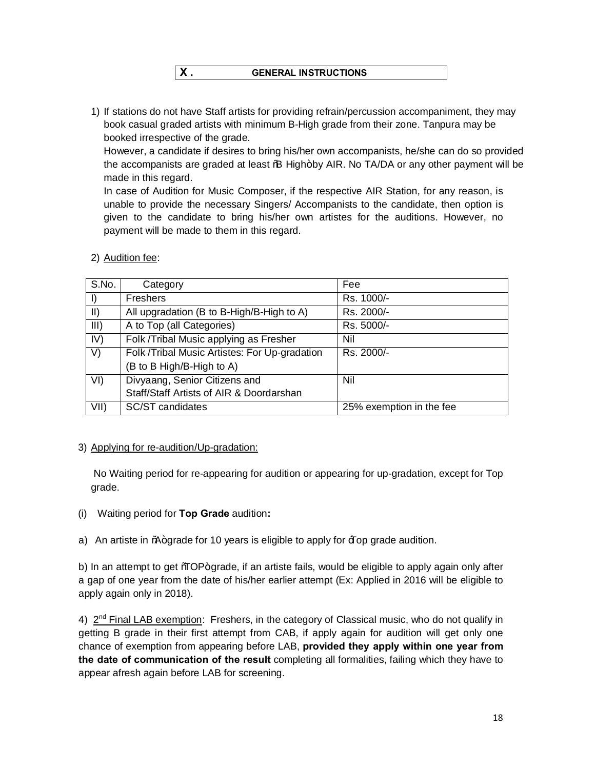## X . GENERAL INSTRUCTIONS

1) If stations do not have Staff artists for providing refrain/percussion accompaniment, they may book casual graded artists with minimum B-High grade from their zone. Tanpura may be booked irrespective of the grade.

   However, a candidate if desires to bring his/her own accompanists, he/she can do so provided the accompanists are graded at least "B High" by AIR. No TA/DA or any other payment will be made in this regard.

   In case of Audition for Music Composer, if the respective AIR Station, for any reason, is unable to provide the necessary Singers/ Accompanists to the candidate, then option is given to the candidate to bring his/her own artistes for the auditions. However, no payment will be made to them in this regard.

2) Audition fee:

| S.No. | Category | Fee |
|---|---|---|
| I) | Freshers | Rs. 1000/- |
| II) | All upgradation (B to B-High/B-High to A) | Rs. 2000/- |
| III) | A to Top (all Categories) | Rs. 5000/- |
| IV) | Folk /Tribal Music applying as Fresher | Nil |
| V) | Folk /Tribal Music Artistes: For Up-gradation (B to B High/B-High to A) | Rs. 2000/- |
| VI) | Divyaang, Senior Citizens and Staff/Staff Artists of AIR & Doordarshan | Nil |
| VII) | SC/ST candidates | 25% exemption in the fee |

3) Applying for re-audition/Up-gradation:

   No Waiting period for re-appearing for audition or appearing for up-gradation, except for Top grade.

(i) Waiting period for **Top Grade** audition**:**

a) An artiste in "A" grade for 10 years is eligible to apply for 'Top grade audition.

b) In an attempt to get "TOP" grade, if an artiste fails, would be eligible to apply again only after a gap of one year from the date of his/her earlier attempt (Ex: Applied in 2016 will be eligible to apply again only in 2018).

4) 2nd Final LAB exemption: Freshers, in the category of Classical music, who do not qualify in getting B grade in their first attempt from CAB, if apply again for audition will get only one chance of exemption from appearing before LAB, **provided they apply within one year from the date of communication of the result** completing all formalities, failing which they have to appear afresh again before LAB for screening.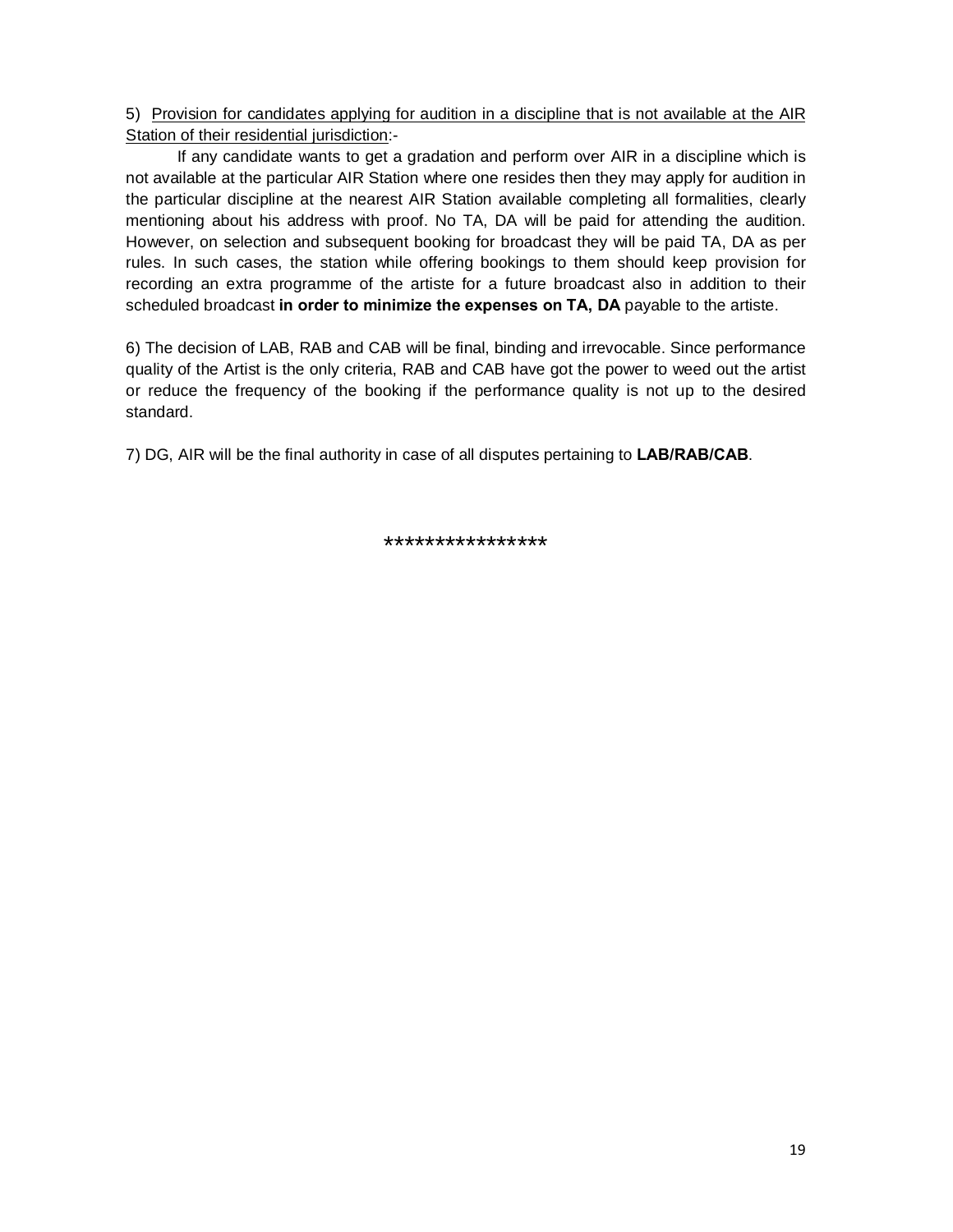5) Provision for candidates applying for audition in a discipline that is not available at the AIR Station of their residential jurisdiction:-

If any candidate wants to get a gradation and perform over AIR in a discipline which is not available at the particular AIR Station where one resides then they may apply for audition in the particular discipline at the nearest AIR Station available completing all formalities, clearly mentioning about his address with proof. No TA, DA will be paid for attending the audition. However, on selection and subsequent booking for broadcast they will be paid TA, DA as per rules. In such cases, the station while offering bookings to them should keep provision for recording an extra programme of the artiste for a future broadcast also in addition to their scheduled broadcast **in order to minimize the expenses on TA, DA** payable to the artiste.

6) The decision of LAB, RAB and CAB will be final, binding and irrevocable. Since performance quality of the Artist is the only criteria, RAB and CAB have got the power to weed out the artist or reduce the frequency of the booking if the performance quality is not up to the desired standard.

7) DG, AIR will be the final authority in case of all disputes pertaining to **LAB/RAB/CAB**.

****************